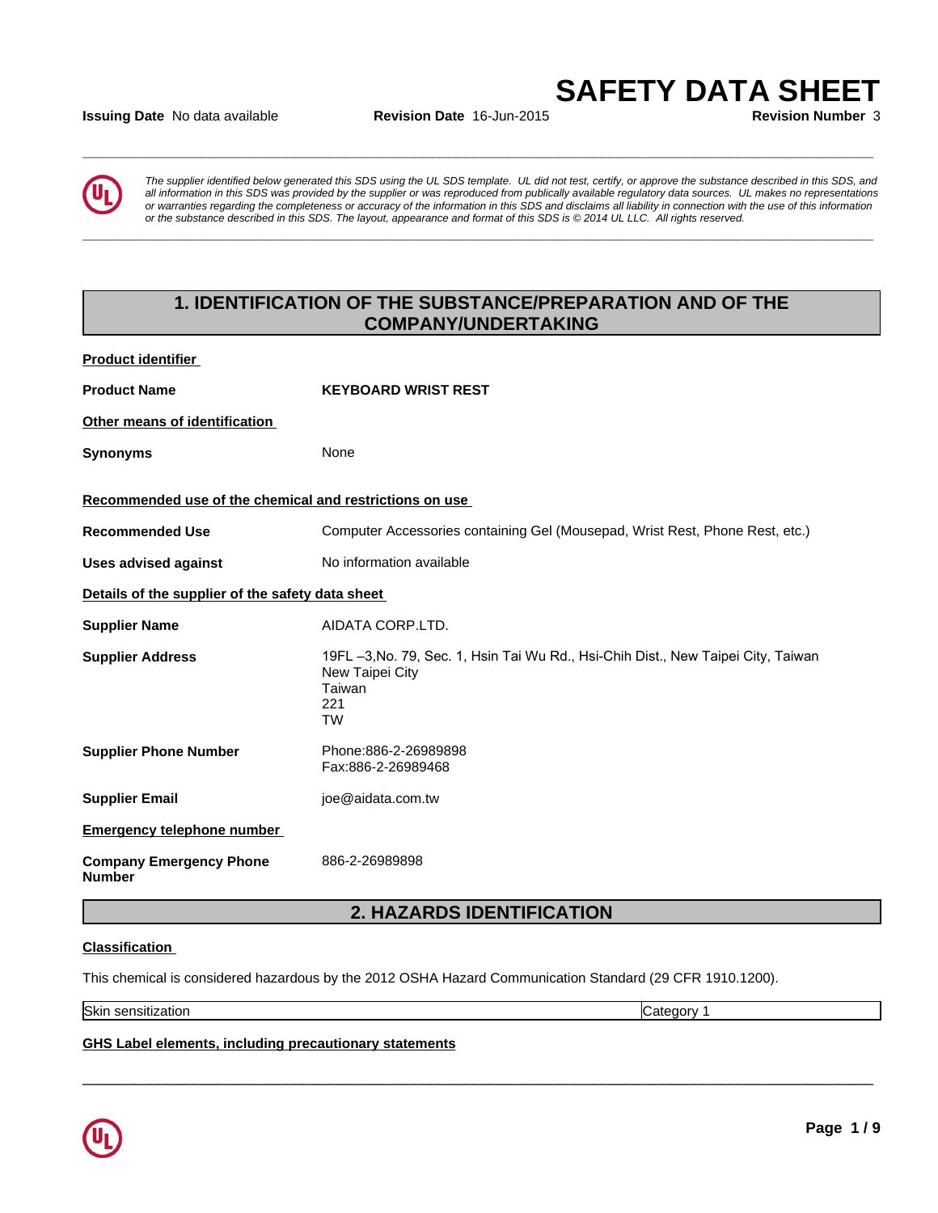# SAFETY DATA SHEET

**Issuing Date** No data available **Revision Date** 16-Jun-2015 **Revision Number** 3

*The supplier identified below generated this SDS using the UL SDS template. UL did not test, certify, or approve the substance described in this SDS, and all information in this SDS was provided by the supplier or was reproduced from publically available regulatory data sources. UL makes no representations or warranties regarding the completeness or accuracy of the information in this SDS and disclaims all liability in connection with the use of this information or the substance described in this SDS. The layout, appearance and format of this SDS is © 2014 UL LLC. All rights reserved.*

## 1. IDENTIFICATION OF THE SUBSTANCE/PREPARATION AND OF THE COMPANY/UNDERTAKING

**Product identifier**

**Product Name** **KEYBOARD WRIST REST**

**Other means of identification**

**Synonyms** None

**Recommended use of the chemical and restrictions on use**

**Recommended Use** Computer Accessories containing Gel (Mousepad, Wrist Rest, Phone Rest, etc.)

**Uses advised against** No information available

**Details of the supplier of the safety data sheet**

**Supplier Name** AIDATA CORP.LTD.

**Supplier Address** 19FL –3,No. 79, Sec. 1, Hsin Tai Wu Rd., Hsi-Chih Dist., New Taipei City, Taiwan
New Taipei City
Taiwan
221
TW

**Supplier Phone Number** Phone:886-2-26989898
Fax:886-2-26989468

**Supplier Email** joe@aidata.com.tw

**Emergency telephone number**

**Company Emergency Phone Number** 886-2-26989898

## 2. HAZARDS IDENTIFICATION

**Classification**

This chemical is considered hazardous by the 2012 OSHA Hazard Communication Standard (29 CFR 1910.1200).

| Skin sensitization | Category 1 |
|---|---|

**GHS Label elements, including precautionary statements**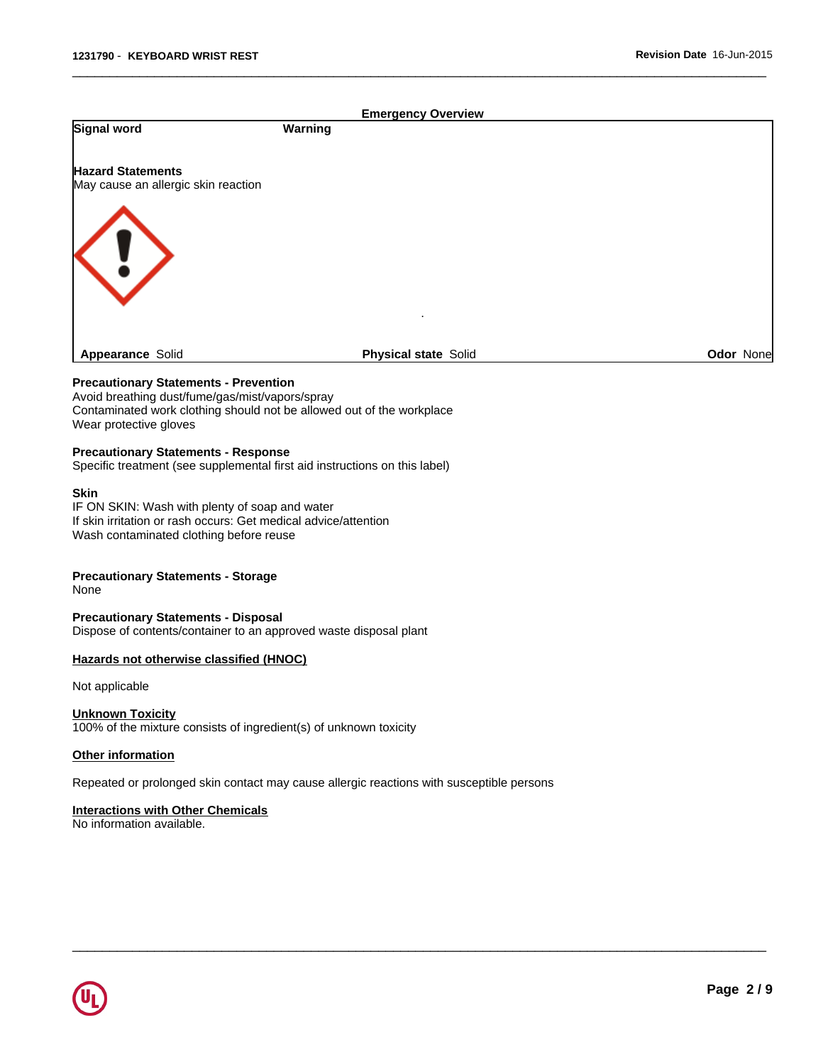## Emergency Overview

**Signal word** **Warning**

**Hazard Statements**
May cause an allergic skin reaction

| **Appearance** Solid | **Physical state** Solid | **Odor** None |
|---|---|---|

**Precautionary Statements - Prevention**
Avoid breathing dust/fume/gas/mist/vapors/spray
Contaminated work clothing should not be allowed out of the workplace
Wear protective gloves

**Precautionary Statements - Response**
Specific treatment (see supplemental first aid instructions on this label)

**Skin**
IF ON SKIN: Wash with plenty of soap and water
If skin irritation or rash occurs: Get medical advice/attention
Wash contaminated clothing before reuse

**Precautionary Statements - Storage**
None

**Precautionary Statements - Disposal**
Dispose of contents/container to an approved waste disposal plant

**Hazards not otherwise classified (HNOC)**

Not applicable

**Unknown Toxicity**
100% of the mixture consists of ingredient(s) of unknown toxicity

**Other information**

Repeated or prolonged skin contact may cause allergic reactions with susceptible persons

**Interactions with Other Chemicals**
No information available.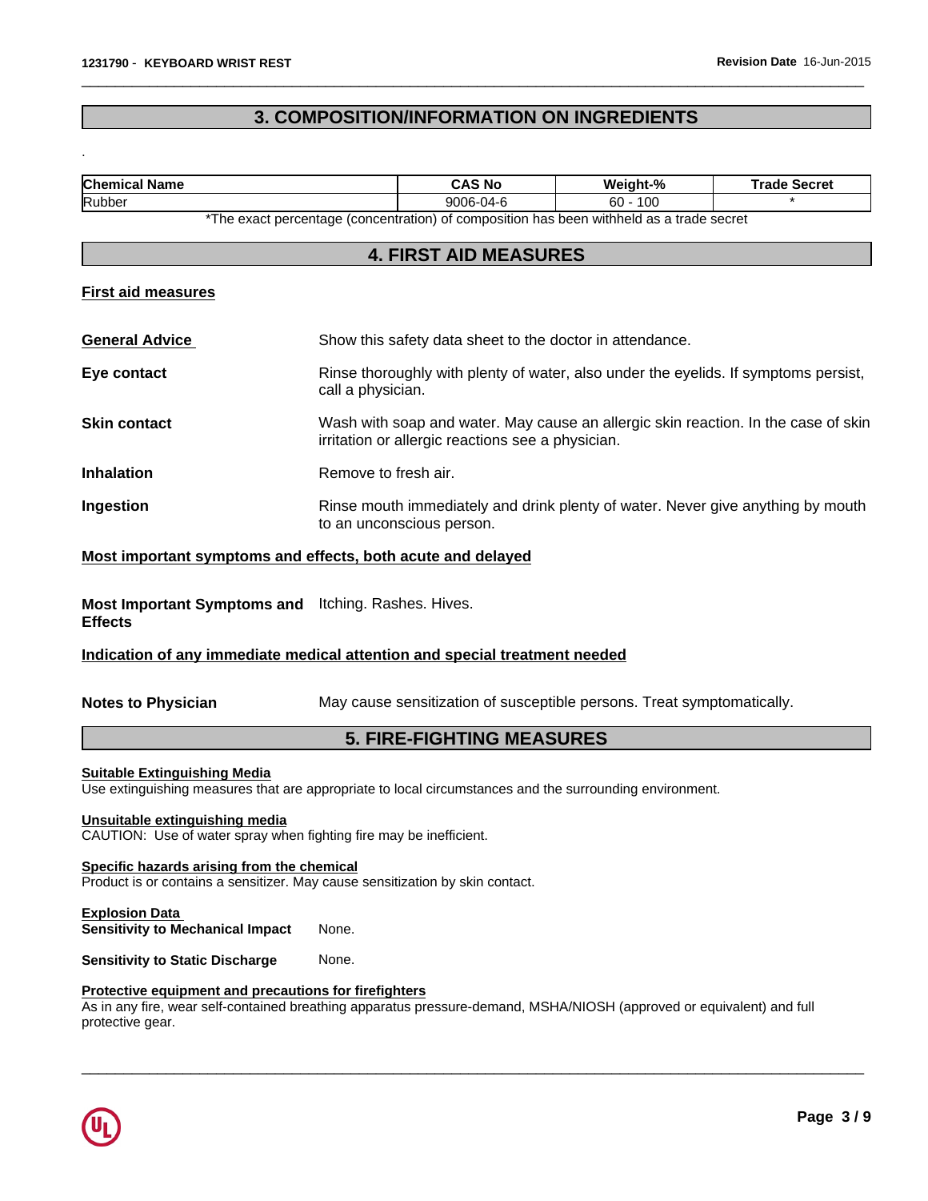## 3. COMPOSITION/INFORMATION ON INGREDIENTS

.

| Chemical Name | CAS No | Weight-% | Trade Secret |
|---|---|---|---|
| Rubber | 9006-04-6 | 60 - 100 | * |

*The exact percentage (concentration) of composition has been withheld as a trade secret

## 4. FIRST AID MEASURES

### First aid measures

**General Advice** Show this safety data sheet to the doctor in attendance.

**Eye contact** Rinse thoroughly with plenty of water, also under the eyelids. If symptoms persist, call a physician.

**Skin contact** Wash with soap and water. May cause an allergic skin reaction. In the case of skin irritation or allergic reactions see a physician.

**Inhalation** Remove to fresh air.

**Ingestion** Rinse mouth immediately and drink plenty of water. Never give anything by mouth to an unconscious person.

### Most important symptoms and effects, both acute and delayed

**Most Important Symptoms and Effects** Itching. Rashes. Hives.

### Indication of any immediate medical attention and special treatment needed

**Notes to Physician** May cause sensitization of susceptible persons. Treat symptomatically.

## 5. FIRE-FIGHTING MEASURES

### Suitable Extinguishing Media

Use extinguishing measures that are appropriate to local circumstances and the surrounding environment.

### Unsuitable extinguishing media

CAUTION: Use of water spray when fighting fire may be inefficient.

### Specific hazards arising from the chemical

Product is or contains a sensitizer. May cause sensitization by skin contact.

### Explosion Data

**Sensitivity to Mechanical Impact** None.

**Sensitivity to Static Discharge** None.

### Protective equipment and precautions for firefighters

As in any fire, wear self-contained breathing apparatus pressure-demand, MSHA/NIOSH (approved or equivalent) and full protective gear.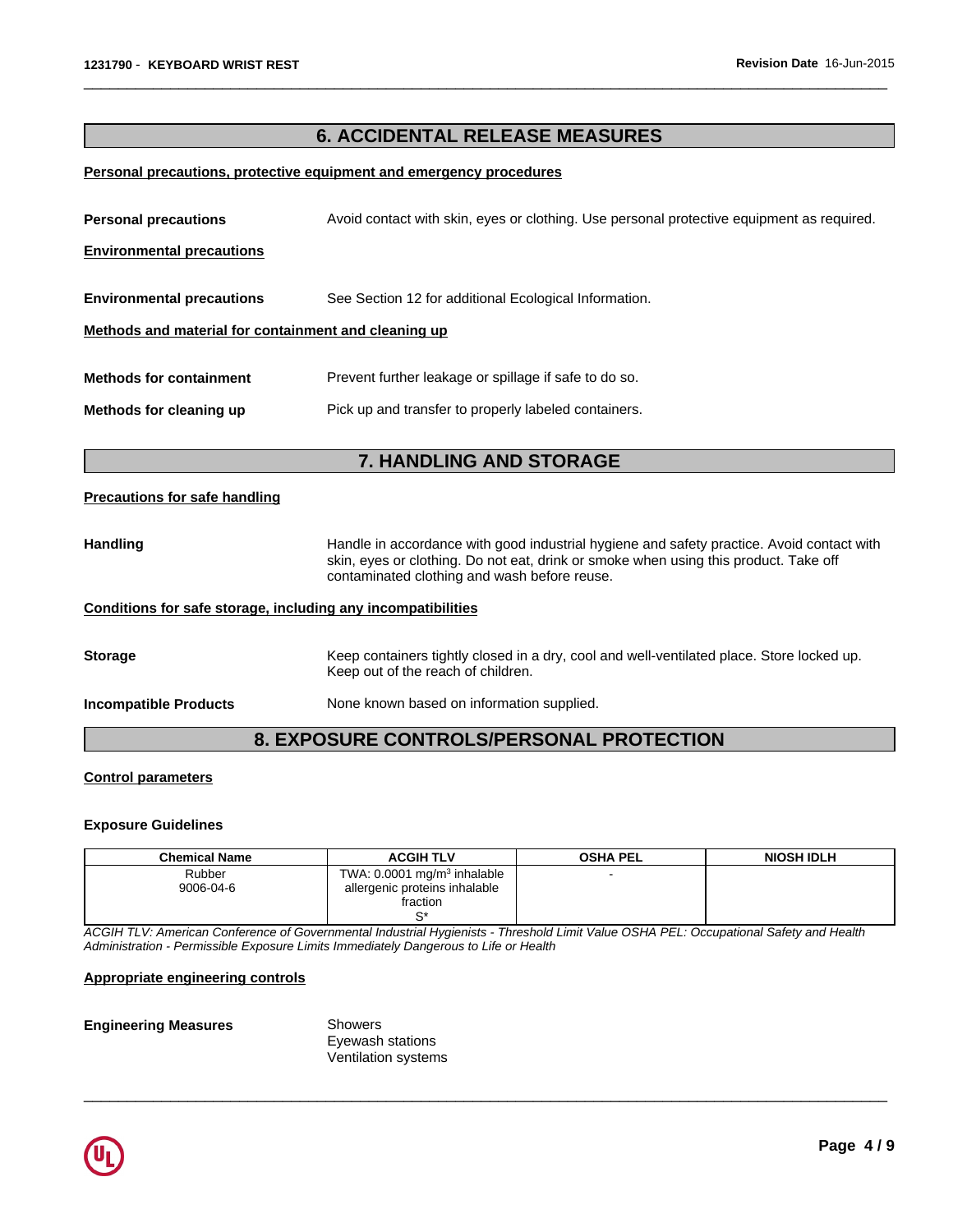## 6. ACCIDENTAL RELEASE MEASURES

**Personal precautions, protective equipment and emergency procedures**

**Personal precautions** Avoid contact with skin, eyes or clothing. Use personal protective equipment as required.

**Environmental precautions**

**Environmental precautions** See Section 12 for additional Ecological Information.

**Methods and material for containment and cleaning up**

**Methods for containment** Prevent further leakage or spillage if safe to do so.

**Methods for cleaning up** Pick up and transfer to properly labeled containers.

## 7. HANDLING AND STORAGE

**Precautions for safe handling**

**Handling** Handle in accordance with good industrial hygiene and safety practice. Avoid contact with skin, eyes or clothing. Do not eat, drink or smoke when using this product. Take off contaminated clothing and wash before reuse.

**Conditions for safe storage, including any incompatibilities**

**Storage** Keep containers tightly closed in a dry, cool and well-ventilated place. Store locked up. Keep out of the reach of children.

**Incompatible Products** None known based on information supplied.

## 8. EXPOSURE CONTROLS/PERSONAL PROTECTION

**Control parameters**

**Exposure Guidelines**

| Chemical Name | ACGIH TLV | OSHA PEL | NIOSH IDLH |
|---|---|---|---|
| Rubber 9006-04-6 | TWA: 0.0001 $mg/m^3$ inhalable allergenic proteins inhalable fraction S* | - | |

*ACGIH TLV: American Conference of Governmental Industrial Hygienists - Threshold Limit Value OSHA PEL: Occupational Safety and Health Administration - Permissible Exposure Limits Immediately Dangerous to Life or Health*

**Appropriate engineering controls**

**Engineering Measures** Showers
Eyewash stations
Ventilation systems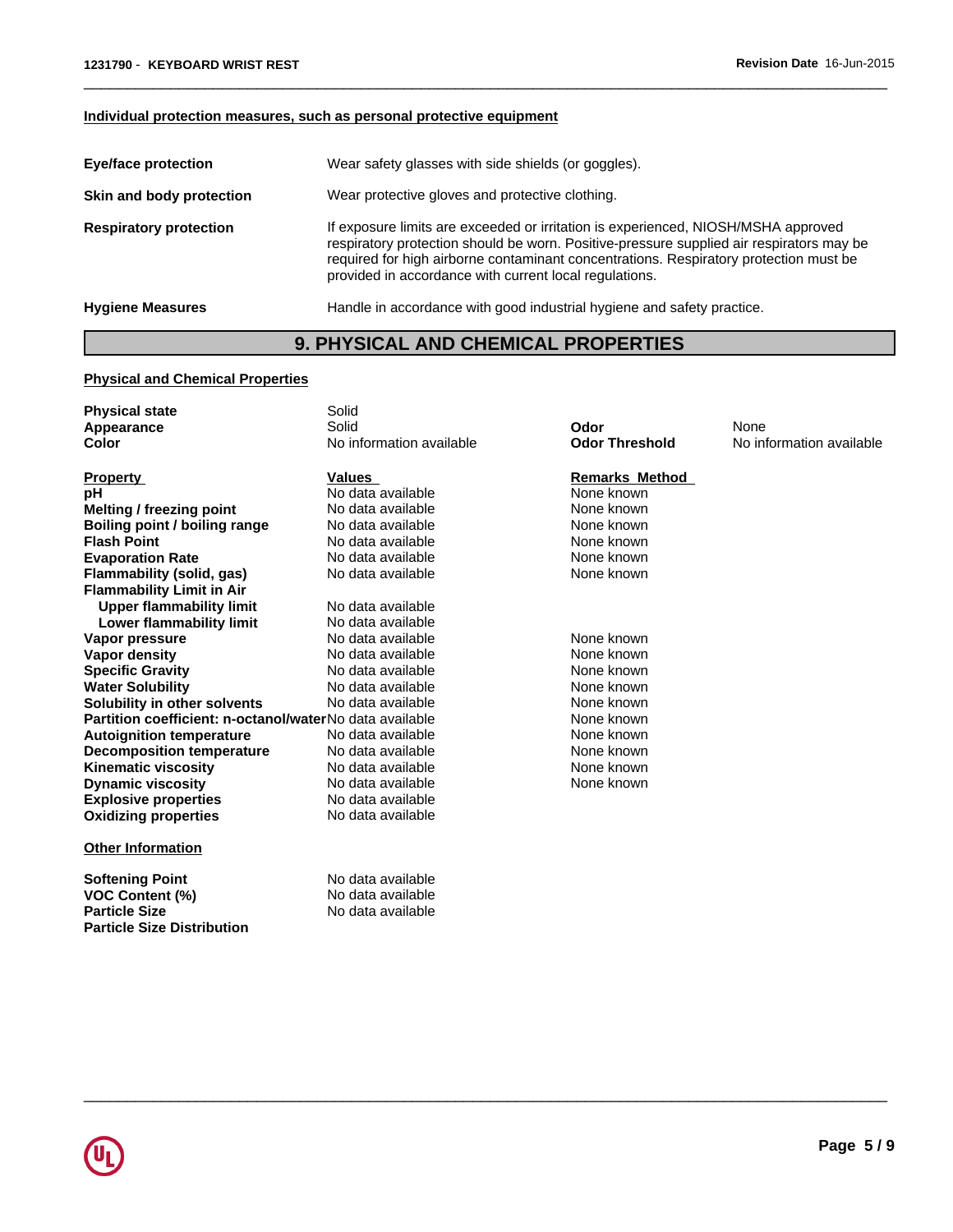### Individual protection measures, such as personal protective equipment

| | |
|---|---|
| **Eye/face protection** | Wear safety glasses with side shields (or goggles). |
| **Skin and body protection** | Wear protective gloves and protective clothing. |
| **Respiratory protection** | If exposure limits are exceeded or irritation is experienced, NIOSH/MSHA approved respiratory protection should be worn. Positive-pressure supplied air respirators may be required for high airborne contaminant concentrations. Respiratory protection must be provided in accordance with current local regulations. |
| **Hygiene Measures** | Handle in accordance with good industrial hygiene and safety practice. |

## 9. PHYSICAL AND CHEMICAL PROPERTIES

### Physical and Chemical Properties

| | | | |
|---|---|---|---|
| **Physical state** | Solid | | |
| **Appearance** | Solid | **Odor** | None |
| **Color** | No information available | **Odor Threshold** | No information available |

| Property | Values | Remarks Method |
|---|---|---|
| **pH** | No data available | None known |
| **Melting / freezing point** | No data available | None known |
| **Boiling point / boiling range** | No data available | None known |
| **Flash Point** | No data available | None known |
| **Evaporation Rate** | No data available | None known |
| **Flammability (solid, gas)** | No data available | None known |
| **Flammability Limit in Air** | | |
| **Upper flammability limit** | No data available | |
| **Lower flammability limit** | No data available | |
| **Vapor pressure** | No data available | None known |
| **Vapor density** | No data available | None known |
| **Specific Gravity** | No data available | None known |
| **Water Solubility** | No data available | None known |
| **Solubility in other solvents** | No data available | None known |
| **Partition coefficient: n-octanol/water** | No data available | None known |
| **Autoignition temperature** | No data available | None known |
| **Decomposition temperature** | No data available | None known |
| **Kinematic viscosity** | No data available | None known |
| **Dynamic viscosity** | No data available | None known |
| **Explosive properties** | No data available | |
| **Oxidizing properties** | No data available | |

### Other Information

| | |
|---|---|
| **Softening Point** | No data available |
| **VOC Content (%)** | No data available |
| **Particle Size** | No data available |
| **Particle Size Distribution** | |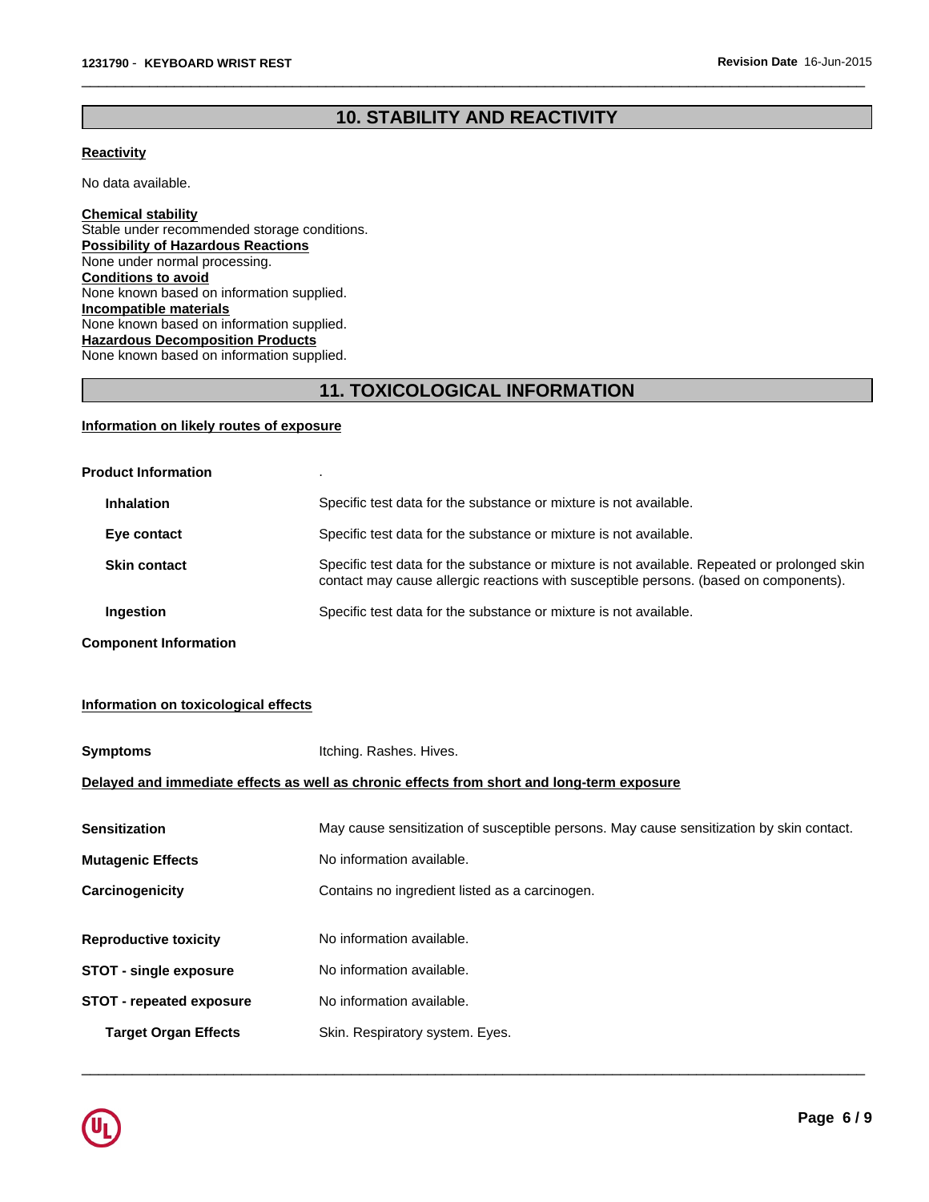## 10. STABILITY AND REACTIVITY

**Reactivity**

No data available.

**Chemical stability**
Stable under recommended storage conditions.
**Possibility of Hazardous Reactions**
None under normal processing.
**Conditions to avoid**
None known based on information supplied.
**Incompatible materials**
None known based on information supplied.
**Hazardous Decomposition Products**
None known based on information supplied.

## 11. TOXICOLOGICAL INFORMATION

**Information on likely routes of exposure**

| | |
|---|---|
| **Product Information** | . |
| **Inhalation** | Specific test data for the substance or mixture is not available. |
| **Eye contact** | Specific test data for the substance or mixture is not available. |
| **Skin contact** | Specific test data for the substance or mixture is not available. Repeated or prolonged skin contact may cause allergic reactions with susceptible persons. (based on components). |
| **Ingestion** | Specific test data for the substance or mixture is not available. |

**Component Information**

**Information on toxicological effects**

| | |
|---|---|
| **Symptoms** | Itching. Rashes. Hives. |

**Delayed and immediate effects as well as chronic effects from short and long-term exposure**

| | |
|---|---|
| **Sensitization** | May cause sensitization of susceptible persons. May cause sensitization by skin contact. |
| **Mutagenic Effects** | No information available. |
| **Carcinogenicity** | Contains no ingredient listed as a carcinogen. |
| **Reproductive toxicity** | No information available. |
| **STOT - single exposure** | No information available. |
| **STOT - repeated exposure** | No information available. |
| **Target Organ Effects** | Skin. Respiratory system. Eyes. |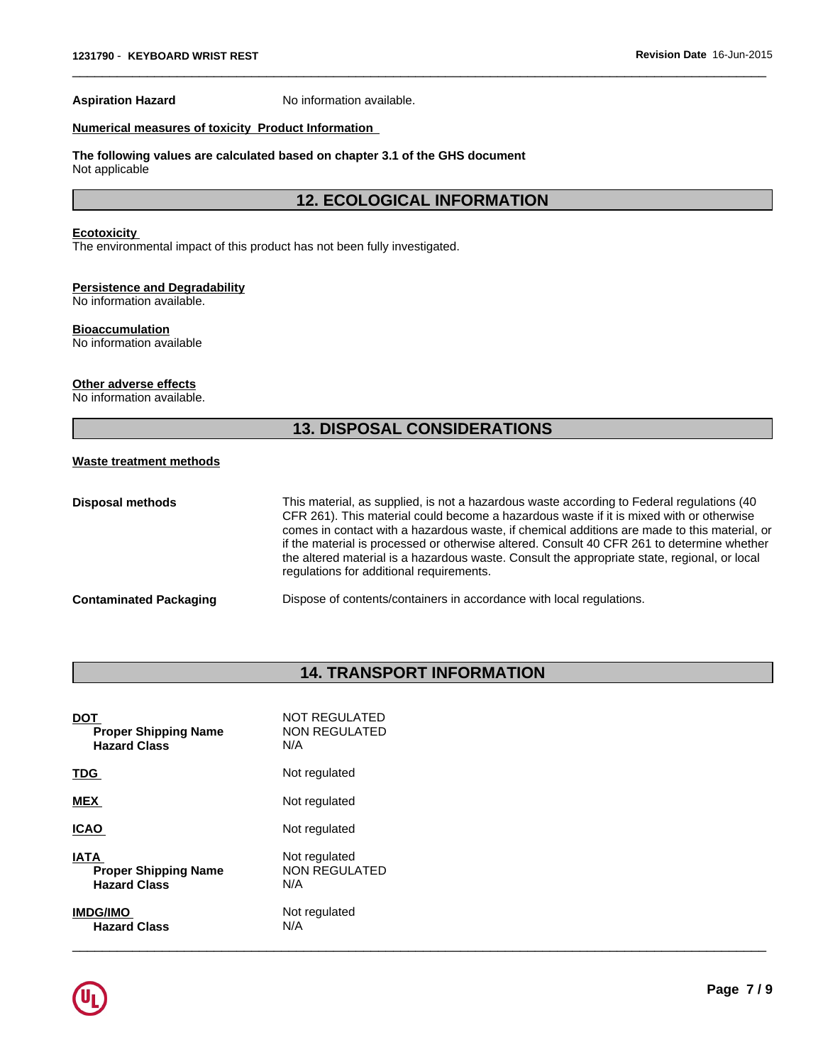**Aspiration Hazard** No information available.

**Numerical measures of toxicity Product Information**

**The following values are calculated based on chapter 3.1 of the GHS document**
Not applicable

## 12. ECOLOGICAL INFORMATION

**Ecotoxicity**
The environmental impact of this product has not been fully investigated.

**Persistence and Degradability**
No information available.

**Bioaccumulation**
No information available

**Other adverse effects**
No information available.

## 13. DISPOSAL CONSIDERATIONS

**Waste treatment methods**

| | |
|---|---|
| **Disposal methods** | This material, as supplied, is not a hazardous waste according to Federal regulations (40 CFR 261). This material could become a hazardous waste if it is mixed with or otherwise comes in contact with a hazardous waste, if chemical additions are made to this material, or if the material is processed or otherwise altered. Consult 40 CFR 261 to determine whether the altered material is a hazardous waste. Consult the appropriate state, regional, or local regulations for additional requirements. |
| **Contaminated Packaging** | Dispose of contents/containers in accordance with local regulations. |

## 14. TRANSPORT INFORMATION

| | |
|---|---|
| **DOT** | NOT REGULATED |
| **Proper Shipping Name** | NON REGULATED |
| **Hazard Class** | N/A |
| **TDG** | Not regulated |
| **MEX** | Not regulated |
| **ICAO** | Not regulated |
| **IATA** | Not regulated |
| **Proper Shipping Name** | NON REGULATED |
| **Hazard Class** | N/A |
| **IMDG/IMO** | Not regulated |
| **Hazard Class** | N/A |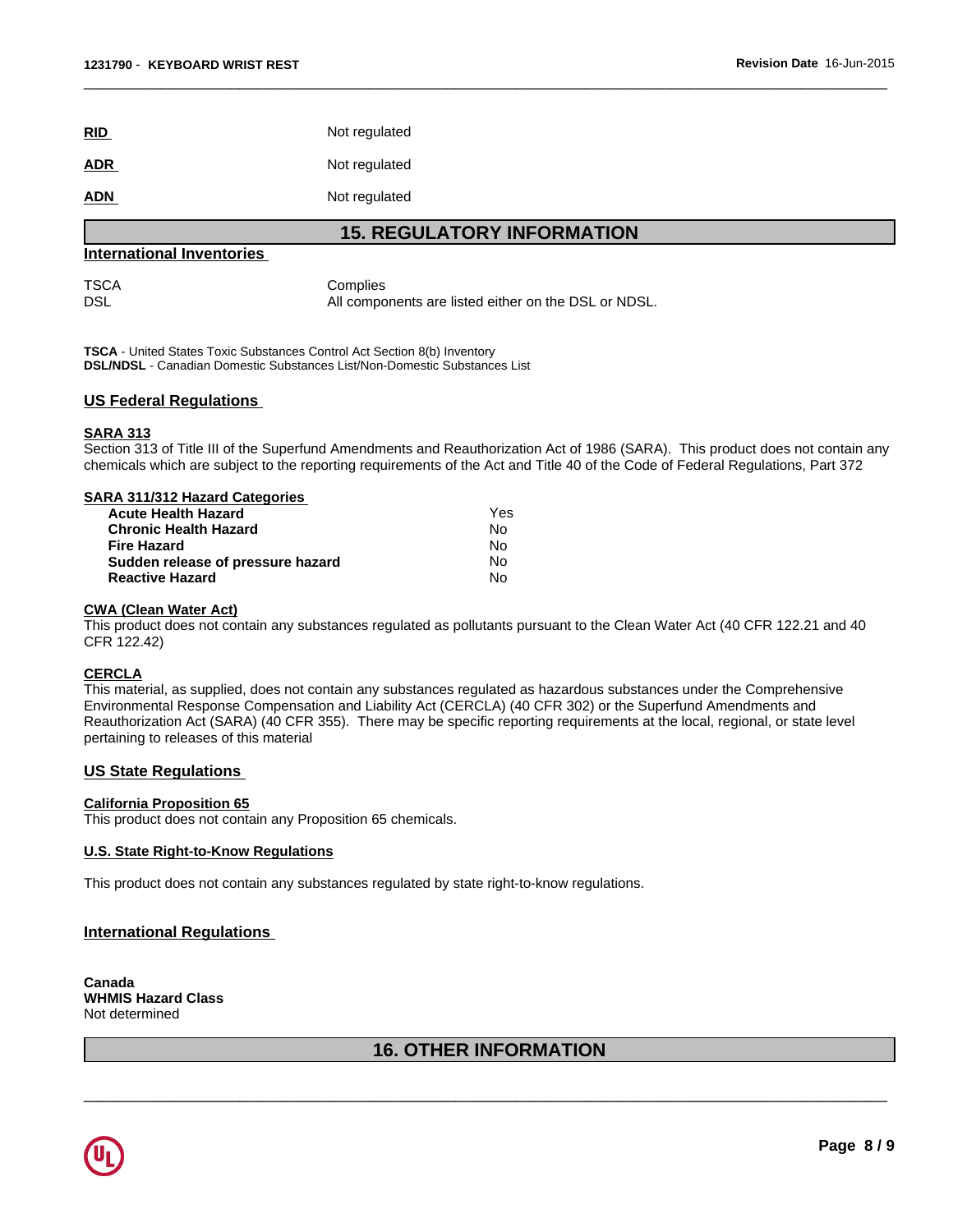**RID** Not regulated

**ADR** Not regulated

**ADN** Not regulated

## 15. REGULATORY INFORMATION

### International Inventories

| | |
|---|---|
| TSCA | Complies |
| DSL | All components are listed either on the DSL or NDSL. |

**TSCA** - United States Toxic Substances Control Act Section 8(b) Inventory
**DSL/NDSL** - Canadian Domestic Substances List/Non-Domestic Substances List

### US Federal Regulations

**SARA 313**
Section 313 of Title III of the Superfund Amendments and Reauthorization Act of 1986 (SARA). This product does not contain any chemicals which are subject to the reporting requirements of the Act and Title 40 of the Code of Federal Regulations, Part 372

**SARA 311/312 Hazard Categories**

| | |
|---|---|
| **Acute Health Hazard** | Yes |
| **Chronic Health Hazard** | No |
| **Fire Hazard** | No |
| **Sudden release of pressure hazard** | No |
| **Reactive Hazard** | No |

**CWA (Clean Water Act)**
This product does not contain any substances regulated as pollutants pursuant to the Clean Water Act (40 CFR 122.21 and 40 CFR 122.42)

**CERCLA**
This material, as supplied, does not contain any substances regulated as hazardous substances under the Comprehensive Environmental Response Compensation and Liability Act (CERCLA) (40 CFR 302) or the Superfund Amendments and Reauthorization Act (SARA) (40 CFR 355). There may be specific reporting requirements at the local, regional, or state level pertaining to releases of this material

### US State Regulations

**California Proposition 65**
This product does not contain any Proposition 65 chemicals.

**U.S. State Right-to-Know Regulations**

This product does not contain any substances regulated by state right-to-know regulations.

### International Regulations

**Canada**
**WHMIS Hazard Class**
Not determined

## 16. OTHER INFORMATION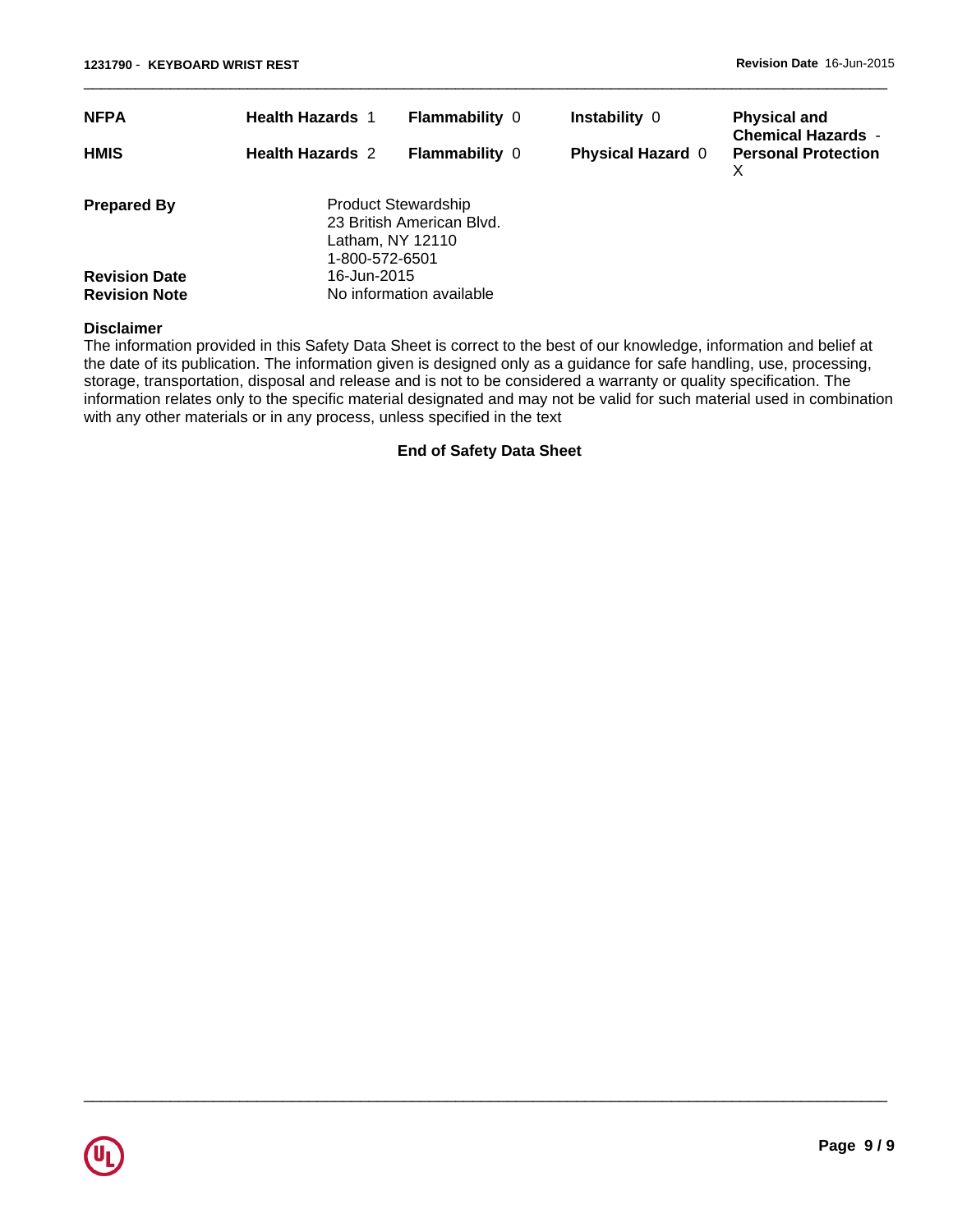| | | | | |
|---|---|---|---|---|
| **NFPA** | **Health Hazards** 1 | **Flammability** 0 | **Instability** 0 | **Physical and Chemical Hazards** - |
| **HMIS** | **Health Hazards** 2 | **Flammability** 0 | **Physical Hazard** 0 | **Personal Protection** X |

**Prepared By**
Product Stewardship
23 British American Blvd.
Latham, NY 12110
1-800-572-6501

**Revision Date** 16-Jun-2015

**Revision Note** No information available

**Disclaimer**

The information provided in this Safety Data Sheet is correct to the best of our knowledge, information and belief at the date of its publication. The information given is designed only as a guidance for safe handling, use, processing, storage, transportation, disposal and release and is not to be considered a warranty or quality specification. The information relates only to the specific material designated and may not be valid for such material used in combination with any other materials or in any process, unless specified in the text

**End of Safety Data Sheet**